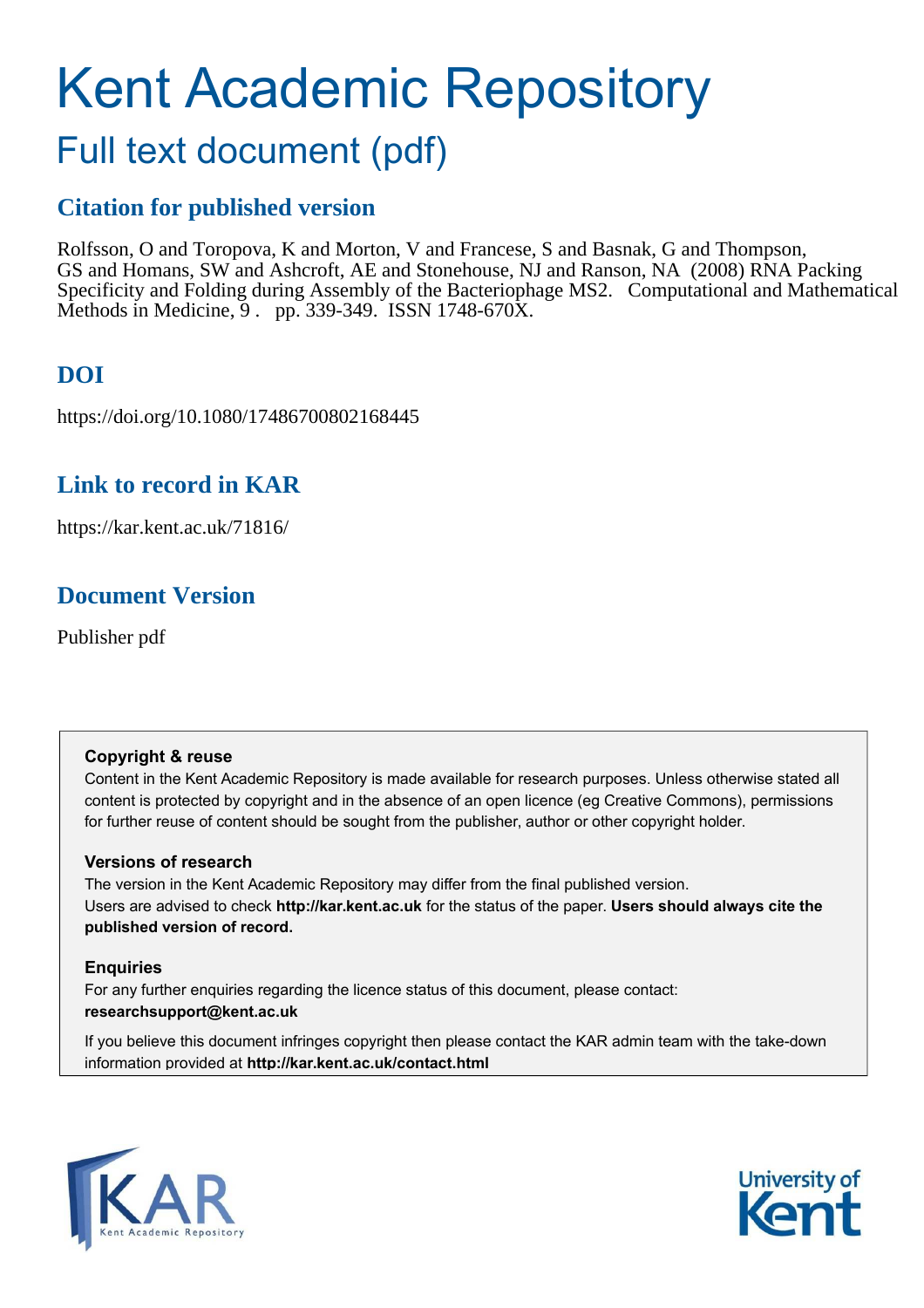# Kent Academic Repository

## Full text document (pdf)

## Citation for published version

Rolfsson, O and Toropova, K and Morton, V and Francese, S and Basnak, G and Thompson, GS and Homans, SW and Ashcroft, AE and Stonehouse, NJ and Ranson, NA (2008) RNA Packing Specificity and Folding during Assembly of the Bacteriophage MS2. Computational and Mathematical Methods in Medicine, 9 . pp. 339-349. ISSN 1748-670X.

## DOI

https://doi.org/10.1080/17486700802168445

## Link to record in KAR

https://kar.kent.ac.uk/71816/

## Document Version

Publisher pdf

### Copyright & reuse

Content in the Kent Academic Repository is made available for research purposes. Unless otherwise stated all content is protected by copyright and in the absence of an open licence (eg Creative Commons), permissions for further reuse of content should be sought from the publisher, author or other copyright holder.

### Versions of research

The version in the Kent Academic Repository may differ from the final published version. Users are advised to check **http://kar.kent.ac.uk** for the status of the paper. **Users should always cite the published version of record.**

### Enquiries

For any further enquiries regarding the licence status of this document, please contact: **researchsupport@kent.ac.uk**

If you believe this document infringes copyright then please contact the KAR admin team with the take-down information provided at **http://kar.kent.ac.uk/contact.html**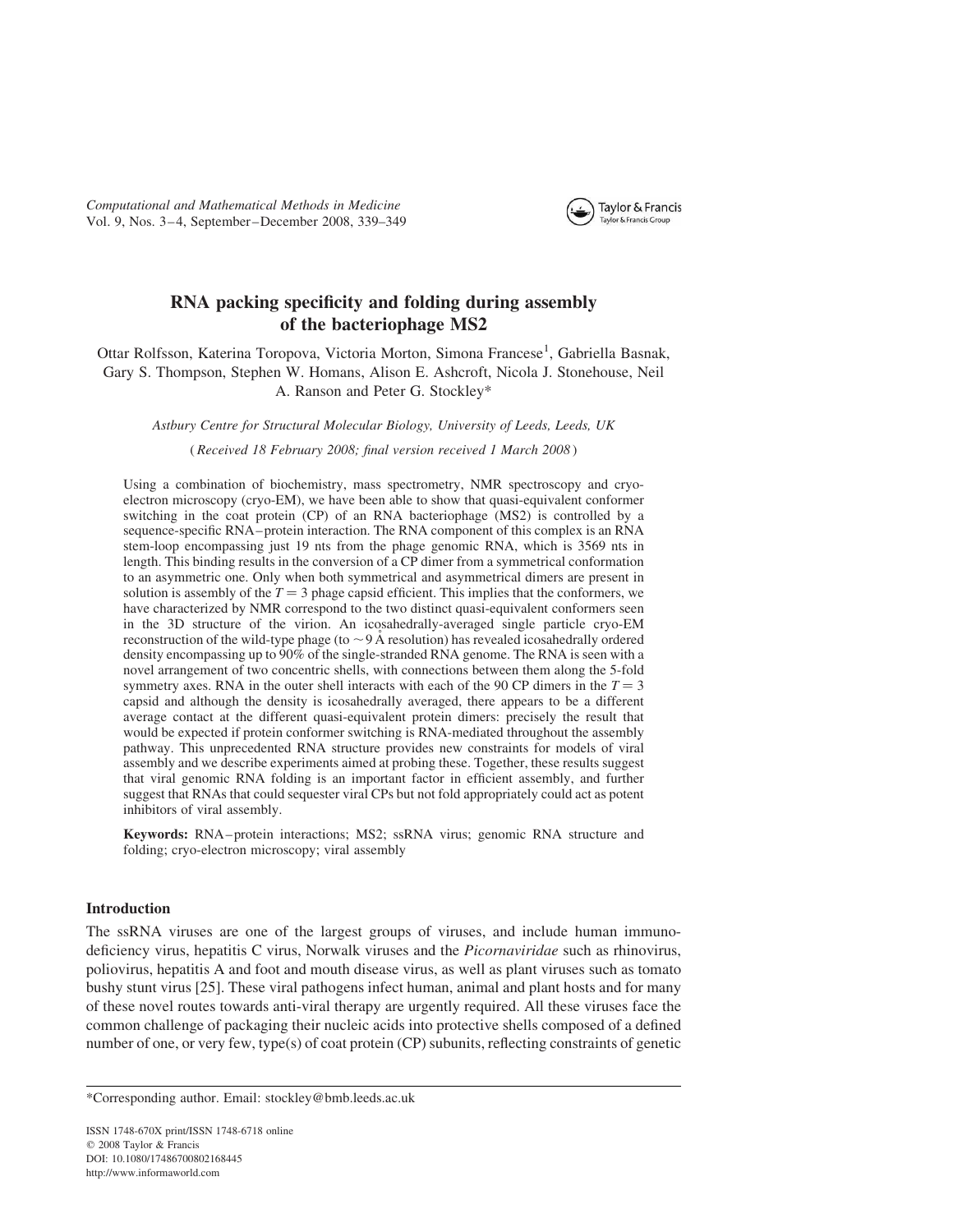# RNA packing specificity and folding during assembly of the bacteriophage MS2

Ottar Rolfsson, Katerina Toropova, Victoria Morton, Simona Francese[1], Gabriella Basnak, Gary S. Thompson, Stephen W. Homans, Alison E. Ashcroft, Nicola J. Stonehouse, Neil A. Ranson and Peter G. Stockley*

*Astbury Centre for Structural Molecular Biology, University of Leeds, Leeds, UK*

*(Received 18 February 2008; final version received 1 March 2008)*

Using a combination of biochemistry, mass spectrometry, NMR spectroscopy and cryo-electron microscopy (cryo-EM), we have been able to show that quasi-equivalent conformer switching in the coat protein (CP) of an RNA bacteriophage (MS2) is controlled by a sequence-specific RNA–protein interaction. The RNA component of this complex is an RNA stem-loop encompassing just 19 nts from the phage genomic RNA, which is 3569 nts in length. This binding results in the conversion of a CP dimer from a symmetrical conformation to an asymmetric one. Only when both symmetrical and asymmetrical dimers are present in solution is assembly of the $T = 3$ phage capsid efficient. This implies that the conformers, we have characterized by NMR correspond to the two distinct quasi-equivalent conformers seen in the 3D structure of the virion. An icosahedrally-averaged single particle cryo-EM reconstruction of the wild-type phage (to $\sim 9$ Å resolution) has revealed icosahedrally ordered density encompassing up to 90% of the single-stranded RNA genome. The RNA is seen with a novel arrangement of two concentric shells, with connections between them along the 5-fold symmetry axes. RNA in the outer shell interacts with each of the 90 CP dimers in the $T = 3$ capsid and although the density is icosahedrally averaged, there appears to be a different average contact at the different quasi-equivalent protein dimers: precisely the result that would be expected if protein conformer switching is RNA-mediated throughout the assembly pathway. This unprecedented RNA structure provides new constraints for models of viral assembly and we describe experiments aimed at probing these. Together, these results suggest that viral genomic RNA folding is an important factor in efficient assembly, and further suggest that RNAs that could sequester viral CPs but not fold appropriately could act as potent inhibitors of viral assembly.

**Keywords:** RNA–protein interactions; MS2; ssRNA virus; genomic RNA structure and folding; cryo-electron microscopy; viral assembly

## Introduction

The ssRNA viruses are one of the largest groups of viruses, and include human immunodeficiency virus, hepatitis C virus, Norwalk viruses and the *Picornaviridae* such as rhinovirus, poliovirus, hepatitis A and foot and mouth disease virus, as well as plant viruses such as tomato bushy stunt virus [25]. These viral pathogens infect human, animal and plant hosts and for many of these novel routes towards anti-viral therapy are urgently required. All these viruses face the common challenge of packaging their nucleic acids into protective shells composed of a defined number of one, or very few, type(s) of coat protein (CP) subunits, reflecting constraints of genetic

*Corresponding author. Email: stockley@bmb.leeds.ac.uk

ISSN 1748-670X print/ISSN 1748-6718 online
© 2008 Taylor & Francis
DOI: 10.1080/17486700802168445
http://www.informaworld.com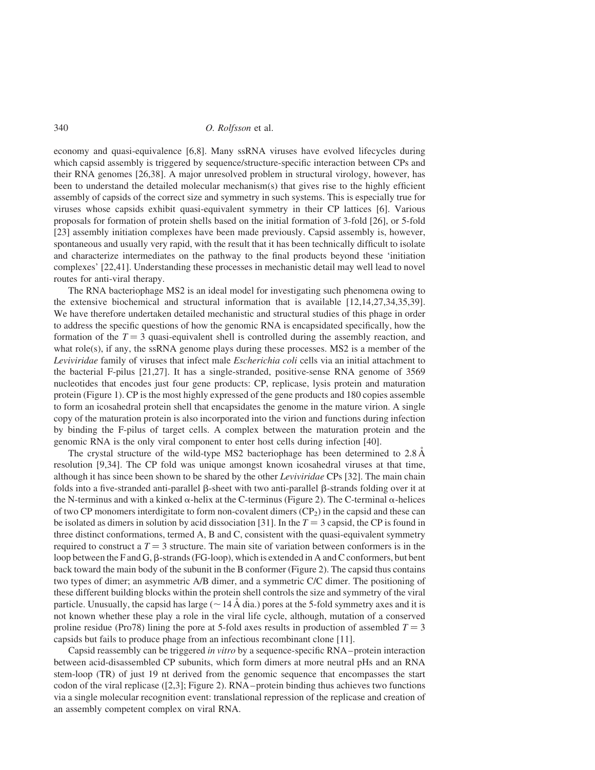economy and quasi-equivalence [6,8]. Many ssRNA viruses have evolved lifecycles during which capsid assembly is triggered by sequence/structure-specific interaction between CPs and their RNA genomes [26,38]. A major unresolved problem in structural virology, however, has been to understand the detailed molecular mechanism(s) that gives rise to the highly efficient assembly of capsids of the correct size and symmetry in such systems. This is especially true for viruses whose capsids exhibit quasi-equivalent symmetry in their CP lattices [6]. Various proposals for formation of protein shells based on the initial formation of 3-fold [26], or 5-fold [23] assembly initiation complexes have been made previously. Capsid assembly is, however, spontaneous and usually very rapid, with the result that it has been technically difficult to isolate and characterize intermediates on the pathway to the final products beyond these 'initiation complexes' [22,41]. Understanding these processes in mechanistic detail may well lead to novel routes for anti-viral therapy.

The RNA bacteriophage MS2 is an ideal model for investigating such phenomena owing to the extensive biochemical and structural information that is available [12,14,27,34,35,39]. We have therefore undertaken detailed mechanistic and structural studies of this phage in order to address the specific questions of how the genomic RNA is encapsidated specifically, how the formation of the $T = 3$ quasi-equivalent shell is controlled during the assembly reaction, and what role(s), if any, the ssRNA genome plays during these processes. MS2 is a member of the *Leviviridae* family of viruses that infect male *Escherichia coli* cells via an initial attachment to the bacterial F-pilus [21,27]. It has a single-stranded, positive-sense RNA genome of 3569 nucleotides that encodes just four gene products: CP, replicase, lysis protein and maturation protein (Figure 1). CP is the most highly expressed of the gene products and 180 copies assemble to form an icosahedral protein shell that encapsidates the genome in the mature virion. A single copy of the maturation protein is also incorporated into the virion and functions during infection by binding the F-pilus of target cells. A complex between the maturation protein and the genomic RNA is the only viral component to enter host cells during infection [40].

The crystal structure of the wild-type MS2 bacteriophage has been determined to 2.8 Å resolution [9,34]. The CP fold was unique amongst known icosahedral viruses at that time, although it has since been shown to be shared by the other *Leviviridae* CPs [32]. The main chain folds into a five-stranded anti-parallel β-sheet with two anti-parallel β-strands folding over it at the N-terminus and with a kinked α-helix at the C-terminus (Figure 2). The C-terminal α-helices of two CP monomers interdigitate to form non-covalent dimers ($CP_2$) in the capsid and these can be isolated as dimers in solution by acid dissociation [31]. In the $T = 3$ capsid, the CP is found in three distinct conformations, termed A, B and C, consistent with the quasi-equivalent symmetry required to construct a $T = 3$ structure. The main site of variation between conformers is in the loop between the F and G, β-strands (FG-loop), which is extended in A and C conformers, but bent back toward the main body of the subunit in the B conformer (Figure 2). The capsid thus contains two types of dimer; an asymmetric A/B dimer, and a symmetric C/C dimer. The positioning of these different building blocks within the protein shell controls the size and symmetry of the viral particle. Unusually, the capsid has large (~14 Å dia.) pores at the 5-fold symmetry axes and it is not known whether these play a role in the viral life cycle, although, mutation of a conserved proline residue (Pro78) lining the pore at 5-fold axes results in production of assembled $T = 3$ capsids but fails to produce phage from an infectious recombinant clone [11].

Capsid reassembly can be triggered *in vitro* by a sequence-specific RNA–protein interaction between acid-disassembled CP subunits, which form dimers at more neutral pHs and an RNA stem-loop (TR) of just 19 nt derived from the genomic sequence that encompasses the start codon of the viral replicase ([2,3]; Figure 2). RNA–protein binding thus achieves two functions via a single molecular recognition event: translational repression of the replicase and creation of an assembly competent complex on viral RNA.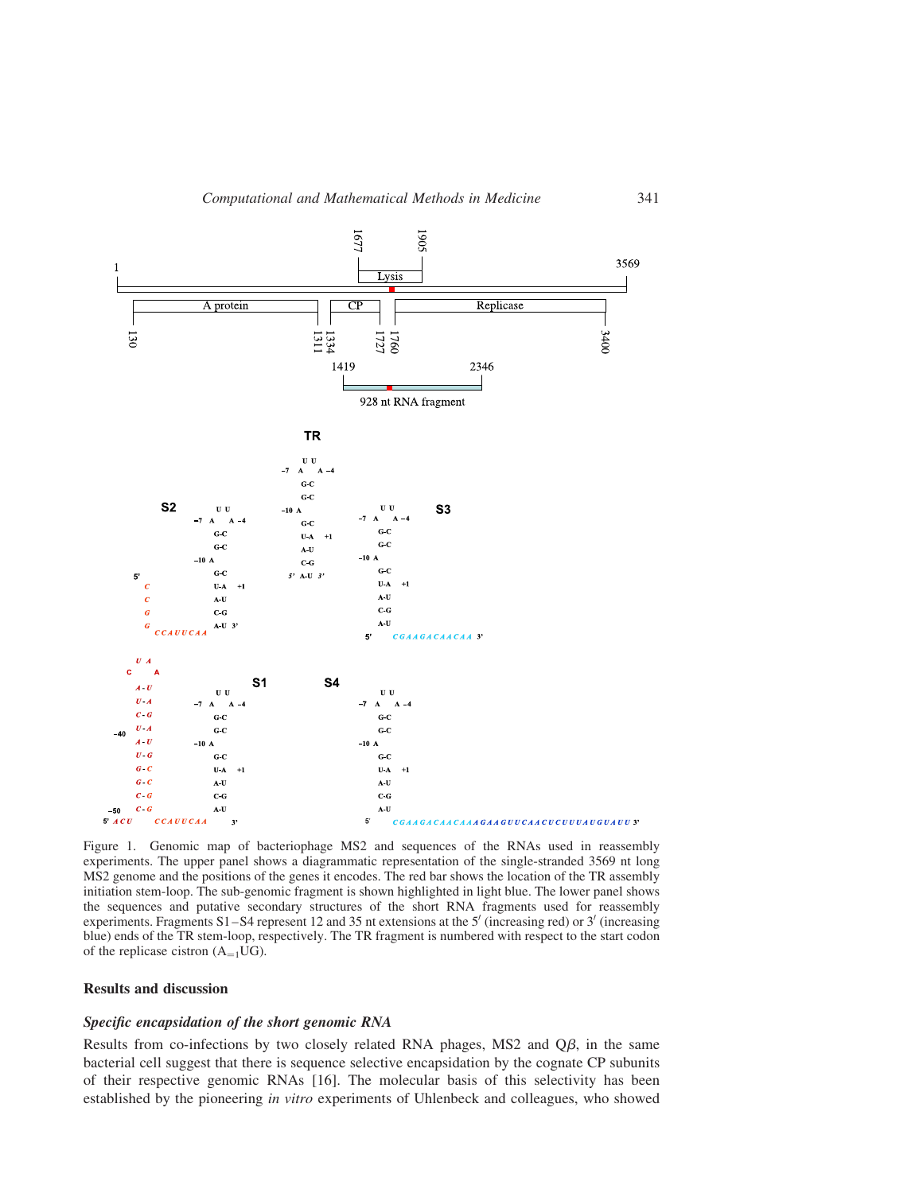Figure 1. Genomic map of bacteriophage MS2 and sequences of the RNAs used in reassembly experiments. The upper panel shows a diagrammatic representation of the single-stranded 3569 nt long MS2 genome and the positions of the genes it encodes. The red bar shows the location of the TR assembly initiation stem-loop. The sub-genomic fragment is shown highlighted in light blue. The lower panel shows the sequences and putative secondary structures of the short RNA fragments used for reassembly experiments. Fragments S1–S4 represent 12 and 35 nt extensions at the 5′ (increasing red) or 3′ (increasing blue) ends of the TR stem-loop, respectively. The TR fragment is numbered with respect to the start codon of the replicase cistron ($A_{=1}UG$).

## Results and discussion

### *Specific encapsidation of the short genomic RNA*

Results from co-infections by two closely related RNA phages, MS2 and Q$\beta$, in the same bacterial cell suggest that there is sequence selective encapsidation by the cognate CP subunits of their respective genomic RNAs [16]. The molecular basis of this selectivity has been established by the pioneering *in vitro* experiments of Uhlenbeck and colleagues, who showed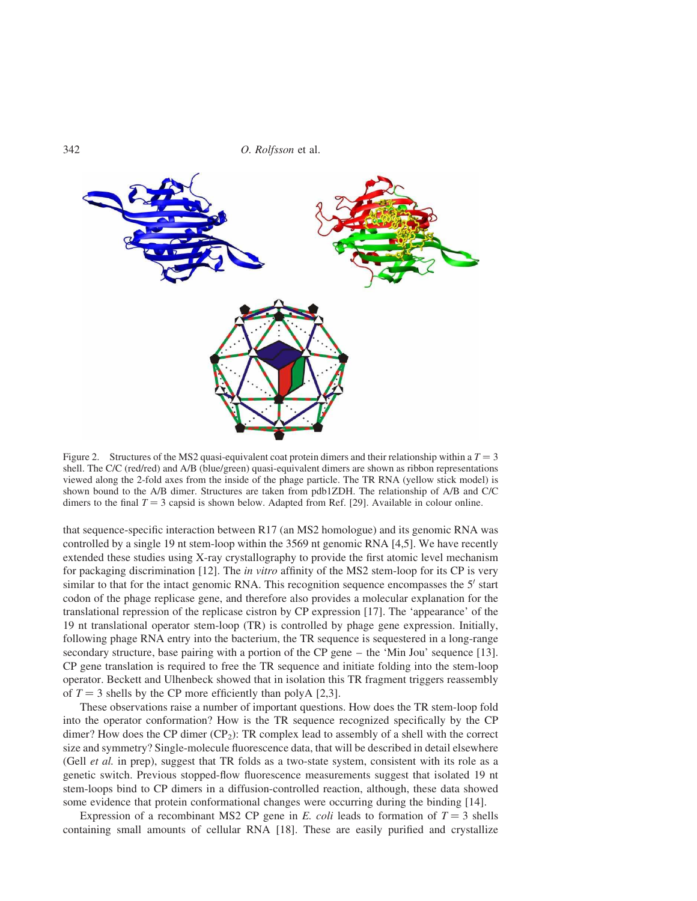Figure 2. Structures of the MS2 quasi-equivalent coat protein dimers and their relationship within a $T = 3$ shell. The C/C (red/red) and A/B (blue/green) quasi-equivalent dimers are shown as ribbon representations viewed along the 2-fold axes from the inside of the phage particle. The TR RNA (yellow stick model) is shown bound to the A/B dimer. Structures are taken from pdb1ZDH. The relationship of A/B and C/C dimers to the final $T = 3$ capsid is shown below. Adapted from Ref. [29]. Available in colour online.

that sequence-specific interaction between R17 (an MS2 homologue) and its genomic RNA was controlled by a single 19 nt stem-loop within the 3569 nt genomic RNA [4,5]. We have recently extended these studies using X-ray crystallography to provide the first atomic level mechanism for packaging discrimination [12]. The *in vitro* affinity of the MS2 stem-loop for its CP is very similar to that for the intact genomic RNA. This recognition sequence encompasses the 5′ start codon of the phage replicase gene, and therefore also provides a molecular explanation for the translational repression of the replicase cistron by CP expression [17]. The 'appearance' of the 19 nt translational operator stem-loop (TR) is controlled by phage gene expression. Initially, following phage RNA entry into the bacterium, the TR sequence is sequestered in a long-range secondary structure, base pairing with a portion of the CP gene – the 'Min Jou' sequence [13]. CP gene translation is required to free the TR sequence and initiate folding into the stem-loop operator. Beckett and Ulhenbeck showed that in isolation this TR fragment triggers reassembly of $T = 3$ shells by the CP more efficiently than polyA [2,3].

These observations raise a number of important questions. How does the TR stem-loop fold into the operator conformation? How is the TR sequence recognized specifically by the CP dimer? How does the CP dimer ($CP_2$): TR complex lead to assembly of a shell with the correct size and symmetry? Single-molecule fluorescence data, that will be described in detail elsewhere (Gell *et al.* in prep), suggest that TR folds as a two-state system, consistent with its role as a genetic switch. Previous stopped-flow fluorescence measurements suggest that isolated 19 nt stem-loops bind to CP dimers in a diffusion-controlled reaction, although, these data showed some evidence that protein conformational changes were occurring during the binding [14].

Expression of a recombinant MS2 CP gene in *E. coli* leads to formation of $T = 3$ shells containing small amounts of cellular RNA [18]. These are easily purified and crystallize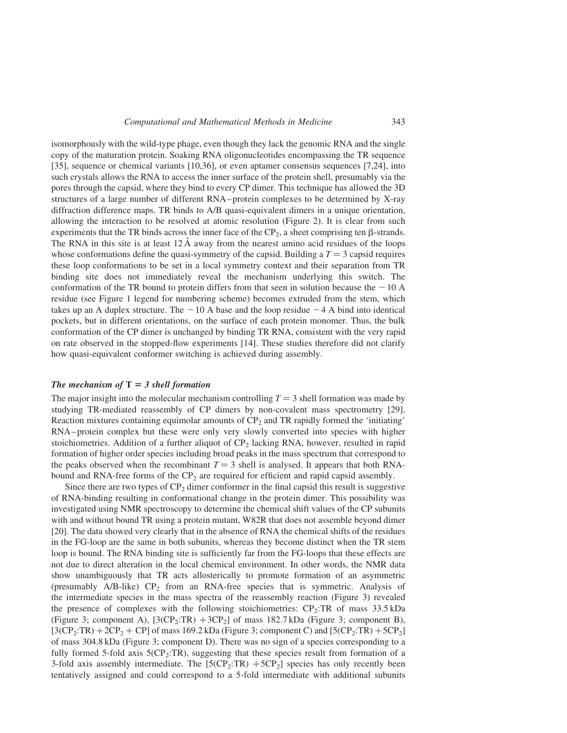isomorphously with the wild-type phage, even though they lack the genomic RNA and the single copy of the maturation protein. Soaking RNA oligonucleotides encompassing the TR sequence [35], sequence or chemical variants [10,36], or even aptamer consensus sequences [7,24], into such crystals allows the RNA to access the inner surface of the protein shell, presumably via the pores through the capsid, where they bind to every CP dimer. This technique has allowed the 3D structures of a large number of different RNA–protein complexes to be determined by X-ray diffraction difference maps. TR binds to A/B quasi-equivalent dimers in a unique orientation, allowing the interaction to be resolved at atomic resolution (Figure 2). It is clear from such experiments that the TR binds across the inner face of the $CP_2$, a sheet comprising ten β-strands. The RNA in this site is at least 12 Å away from the nearest amino acid residues of the loops whose conformations define the quasi-symmetry of the capsid. Building a $T = 3$ capsid requires these loop conformations to be set in a local symmetry context and their separation from TR binding site does not immediately reveal the mechanism underlying this switch. The conformation of the TR bound to protein differs from that seen in solution because the −10 A residue (see Figure 1 legend for numbering scheme) becomes extruded from the stem, which takes up an A duplex structure. The −10 A base and the loop residue −4 A bind into identical pockets, but in different orientations, on the surface of each protein monomer. Thus, the bulk conformation of the CP dimer is unchanged by binding TR RNA, consistent with the very rapid on rate observed in the stopped-flow experiments [14]. These studies therefore did not clarify how quasi-equivalent conformer switching is achieved during assembly.

### *The mechanism of* $T = 3$ *shell formation*

The major insight into the molecular mechanism controlling $T = 3$ shell formation was made by studying TR-mediated reassembly of CP dimers by non-covalent mass spectrometry [29]. Reaction mixtures containing equimolar amounts of $CP_2$ and TR rapidly formed the 'initiating' RNA–protein complex but these were only very slowly converted into species with higher stoichiometries. Addition of a further aliquot of $CP_2$ lacking RNA, however, resulted in rapid formation of higher order species including broad peaks in the mass spectrum that correspond to the peaks observed when the recombinant $T = 3$ shell is analysed. It appears that both RNA-bound and RNA-free forms of the $CP_2$ are required for efficient and rapid capsid assembly.

Since there are two types of $CP_2$ dimer conformer in the final capsid this result is suggestive of RNA-binding resulting in conformational change in the protein dimer. This possibility was investigated using NMR spectroscopy to determine the chemical shift values of the CP subunits with and without bound TR using a protein mutant, W82R that does not assemble beyond dimer [20]. The data showed very clearly that in the absence of RNA the chemical shifts of the residues in the FG-loop are the same in both subunits, whereas they become distinct when the TR stem loop is bound. The RNA binding site is sufficiently far from the FG-loops that these effects are not due to direct alteration in the local chemical environment. In other words, the NMR data show unambiguously that TR acts allosterically to promote formation of an asymmetric (presumably A/B-like) $CP_2$ from an RNA-free species that is symmetric. Analysis of the intermediate species in the mass spectra of the reassembly reaction (Figure 3) revealed the presence of complexes with the following stoichiometries: $CP_2$:TR of mass 33.5 kDa (Figure 3; component A), [3($CP_2$:TR) + 3$CP_2$] of mass 182.7 kDa (Figure 3; component B), [3($CP_2$:TR) + 2$CP_2$ + CP] of mass 169.2 kDa (Figure 3; component C) and [5($CP_2$:TR) + 5$CP_2$] of mass 304.8 kDa (Figure 3; component D). There was no sign of a species corresponding to a fully formed 5-fold axis 5($CP_2$:TR), suggesting that these species result from formation of a 3-fold axis assembly intermediate. The [5($CP_2$:TR) + 5$CP_2$] species has only recently been tentatively assigned and could correspond to a 5-fold intermediate with additional subunits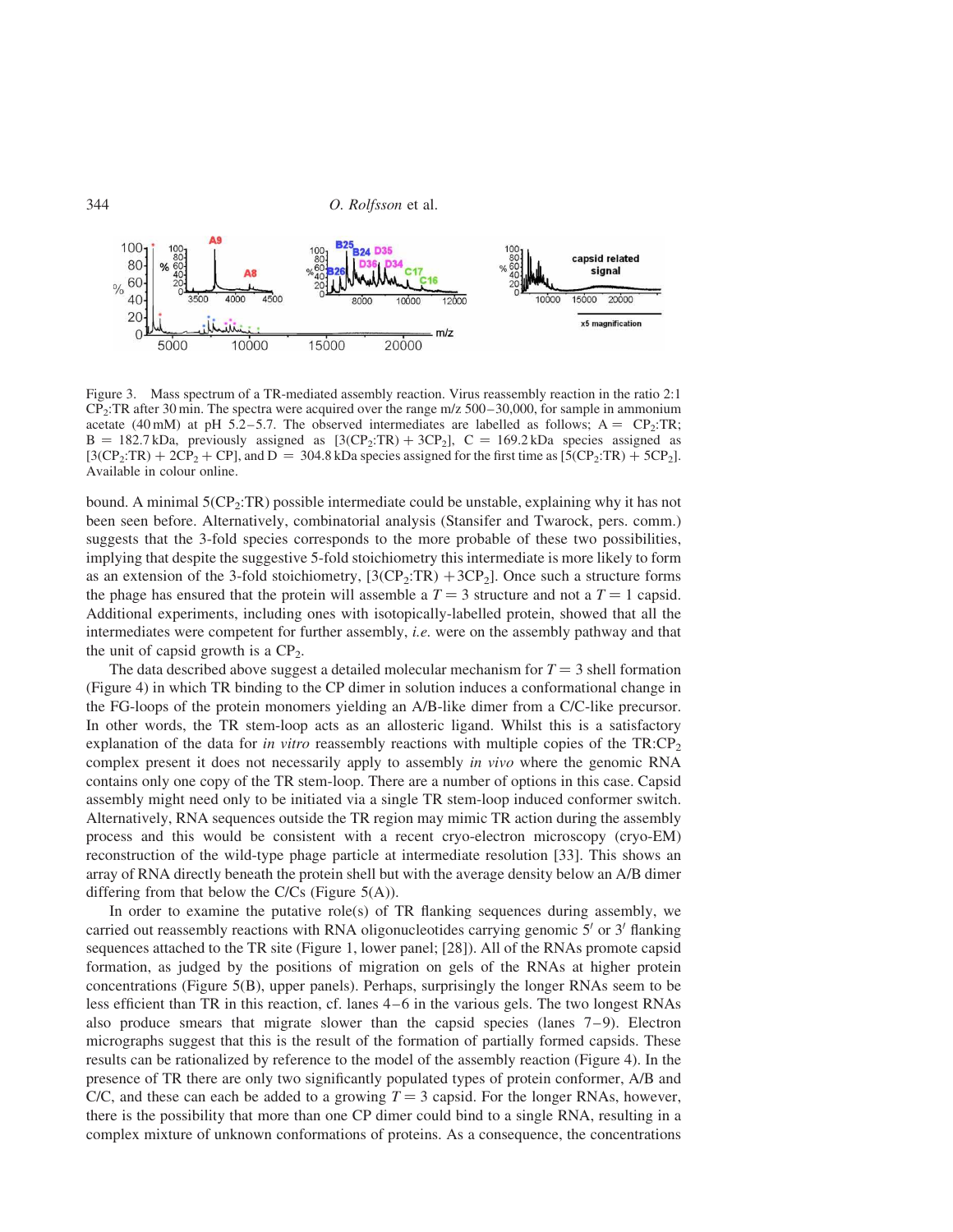Figure 3. Mass spectrum of a TR-mediated assembly reaction. Virus reassembly reaction in the ratio 2:1 $CP_2$:TR after 30 min. The spectra were acquired over the range m/z 500–30,000, for sample in ammonium acetate (40 mM) at pH 5.2–5.7. The observed intermediates are labelled as follows; A = $CP_2$:TR; B = 182.7 kDa, previously assigned as [3($CP_2$:TR) + 3$CP_2$], C = 169.2 kDa species assigned as [3($CP_2$:TR) + 2$CP_2$ + CP], and D = 304.8 kDa species assigned for the first time as [5($CP_2$:TR) + 5$CP_2$]. Available in colour online.

bound. A minimal 5($CP_2$:TR) possible intermediate could be unstable, explaining why it has not been seen before. Alternatively, combinatorial analysis (Stansifer and Twarock, pers. comm.) suggests that the 3-fold species corresponds to the more probable of these two possibilities, implying that despite the suggestive 5-fold stoichiometry this intermediate is more likely to form as an extension of the 3-fold stoichiometry, [3($CP_2$:TR) + 3$CP_2$]. Once such a structure forms the phage has ensured that the protein will assemble a $T = 3$ structure and not a $T = 1$ capsid. Additional experiments, including ones with isotopically-labelled protein, showed that all the intermediates were competent for further assembly, *i.e.* were on the assembly pathway and that the unit of capsid growth is a $CP_2$.

The data described above suggest a detailed molecular mechanism for $T = 3$ shell formation (Figure 4) in which TR binding to the CP dimer in solution induces a conformational change in the FG-loops of the protein monomers yielding an A/B-like dimer from a C/C-like precursor. In other words, the TR stem-loop acts as an allosteric ligand. Whilst this is a satisfactory explanation of the data for *in vitro* reassembly reactions with multiple copies of the TR:$CP_2$ complex present it does not necessarily apply to assembly *in vivo* where the genomic RNA contains only one copy of the TR stem-loop. There are a number of options in this case. Capsid assembly might need only to be initiated via a single TR stem-loop induced conformer switch. Alternatively, RNA sequences outside the TR region may mimic TR action during the assembly process and this would be consistent with a recent cryo-electron microscopy (cryo-EM) reconstruction of the wild-type phage particle at intermediate resolution [33]. This shows an array of RNA directly beneath the protein shell but with the average density below an A/B dimer differing from that below the C/Cs (Figure 5(A)).

In order to examine the putative role(s) of TR flanking sequences during assembly, we carried out reassembly reactions with RNA oligonucleotides carrying genomic 5′ or 3′ flanking sequences attached to the TR site (Figure 1, lower panel; [28]). All of the RNAs promote capsid formation, as judged by the positions of migration on gels of the RNAs at higher protein concentrations (Figure 5(B), upper panels). Perhaps, surprisingly the longer RNAs seem to be less efficient than TR in this reaction, cf. lanes 4–6 in the various gels. The two longest RNAs also produce smears that migrate slower than the capsid species (lanes 7–9). Electron micrographs suggest that this is the result of the formation of partially formed capsids. These results can be rationalized by reference to the model of the assembly reaction (Figure 4). In the presence of TR there are only two significantly populated types of protein conformer, A/B and C/C, and these can each be added to a growing $T = 3$ capsid. For the longer RNAs, however, there is the possibility that more than one CP dimer could bind to a single RNA, resulting in a complex mixture of unknown conformations of proteins. As a consequence, the concentrations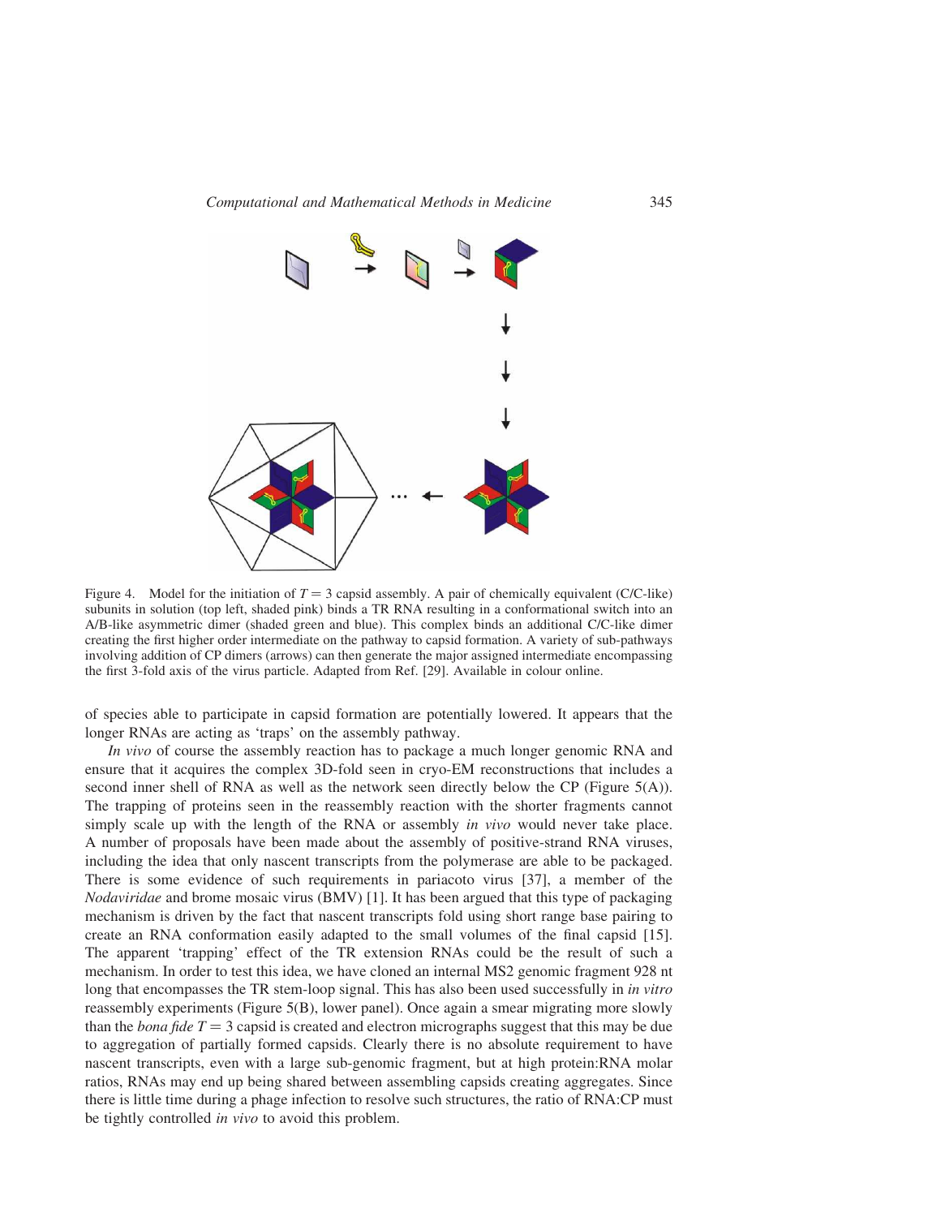Figure 4. Model for the initiation of $T = 3$ capsid assembly. A pair of chemically equivalent (C/C-like) subunits in solution (top left, shaded pink) binds a TR RNA resulting in a conformational switch into an A/B-like asymmetric dimer (shaded green and blue). This complex binds an additional C/C-like dimer creating the first higher order intermediate on the pathway to capsid formation. A variety of sub-pathways involving addition of CP dimers (arrows) can then generate the major assigned intermediate encompassing the first 3-fold axis of the virus particle. Adapted from Ref. [29]. Available in colour online.

of species able to participate in capsid formation are potentially lowered. It appears that the longer RNAs are acting as 'traps' on the assembly pathway.

*In vivo* of course the assembly reaction has to package a much longer genomic RNA and ensure that it acquires the complex 3D-fold seen in cryo-EM reconstructions that includes a second inner shell of RNA as well as the network seen directly below the CP (Figure 5(A)). The trapping of proteins seen in the reassembly reaction with the shorter fragments cannot simply scale up with the length of the RNA or assembly *in vivo* would never take place. A number of proposals have been made about the assembly of positive-strand RNA viruses, including the idea that only nascent transcripts from the polymerase are able to be packaged. There is some evidence of such requirements in pariacoto virus [37], a member of the *Nodaviridae* and brome mosaic virus (BMV) [1]. It has been argued that this type of packaging mechanism is driven by the fact that nascent transcripts fold using short range base pairing to create an RNA conformation easily adapted to the small volumes of the final capsid [15]. The apparent 'trapping' effect of the TR extension RNAs could be the result of such a mechanism. In order to test this idea, we have cloned an internal MS2 genomic fragment 928 nt long that encompasses the TR stem-loop signal. This has also been used successfully in *in vitro* reassembly experiments (Figure 5(B), lower panel). Once again a smear migrating more slowly than the *bona fide* $T = 3$ capsid is created and electron micrographs suggest that this may be due to aggregation of partially formed capsids. Clearly there is no absolute requirement to have nascent transcripts, even with a large sub-genomic fragment, but at high protein:RNA molar ratios, RNAs may end up being shared between assembling capsids creating aggregates. Since there is little time during a phage infection to resolve such structures, the ratio of RNA:CP must be tightly controlled *in vivo* to avoid this problem.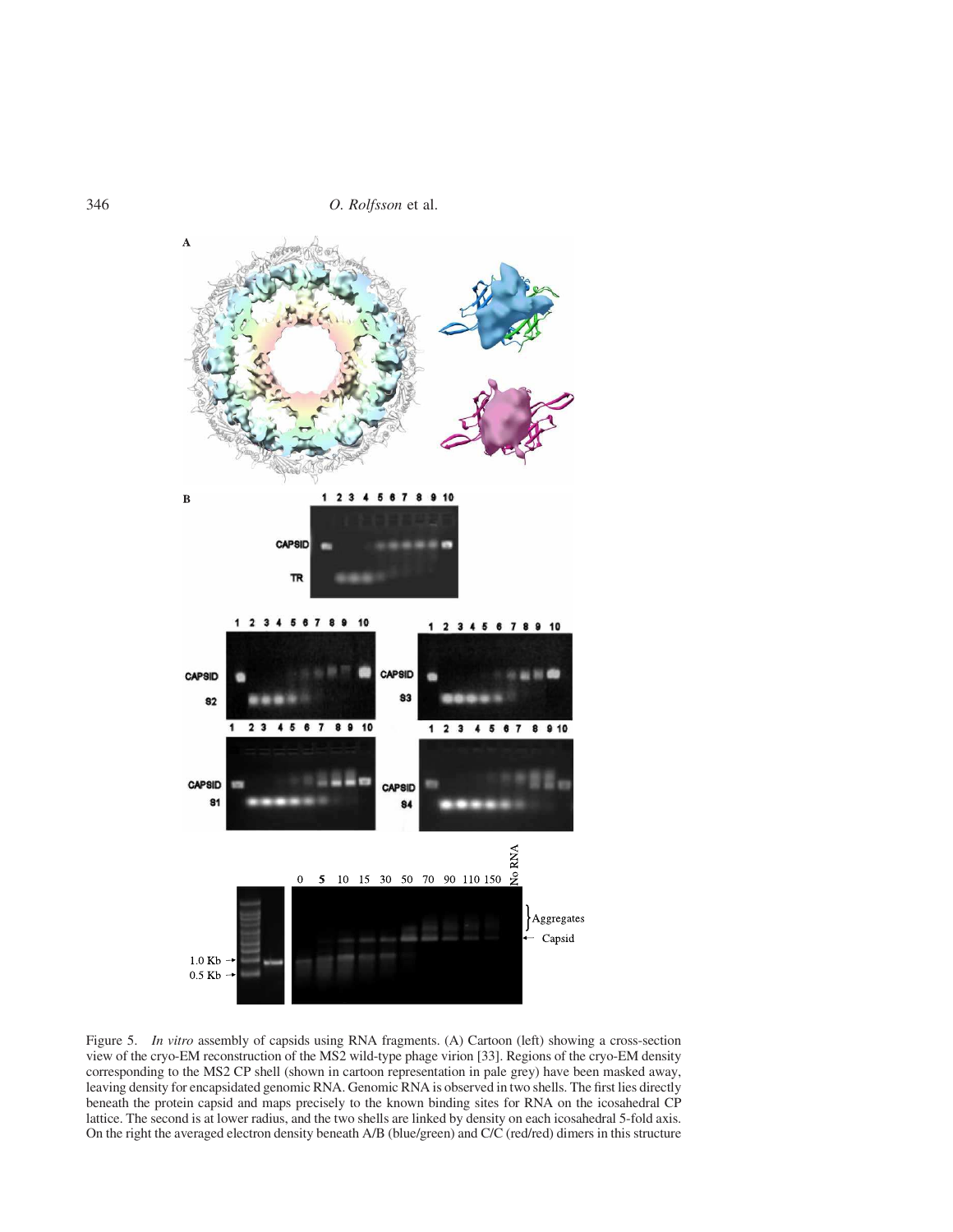Figure 5. *In vitro* assembly of capsids using RNA fragments. (A) Cartoon (left) showing a cross-section view of the cryo-EM reconstruction of the MS2 wild-type phage virion [33]. Regions of the cryo-EM density corresponding to the MS2 CP shell (shown in cartoon representation in pale grey) have been masked away, leaving density for encapsidated genomic RNA. Genomic RNA is observed in two shells. The first lies directly beneath the protein capsid and maps precisely to the known binding sites for RNA on the icosahedral CP lattice. The second is at lower radius, and the two shells are linked by density on each icosahedral 5-fold axis. On the right the averaged electron density beneath A/B (blue/green) and C/C (red/red) dimers in this structure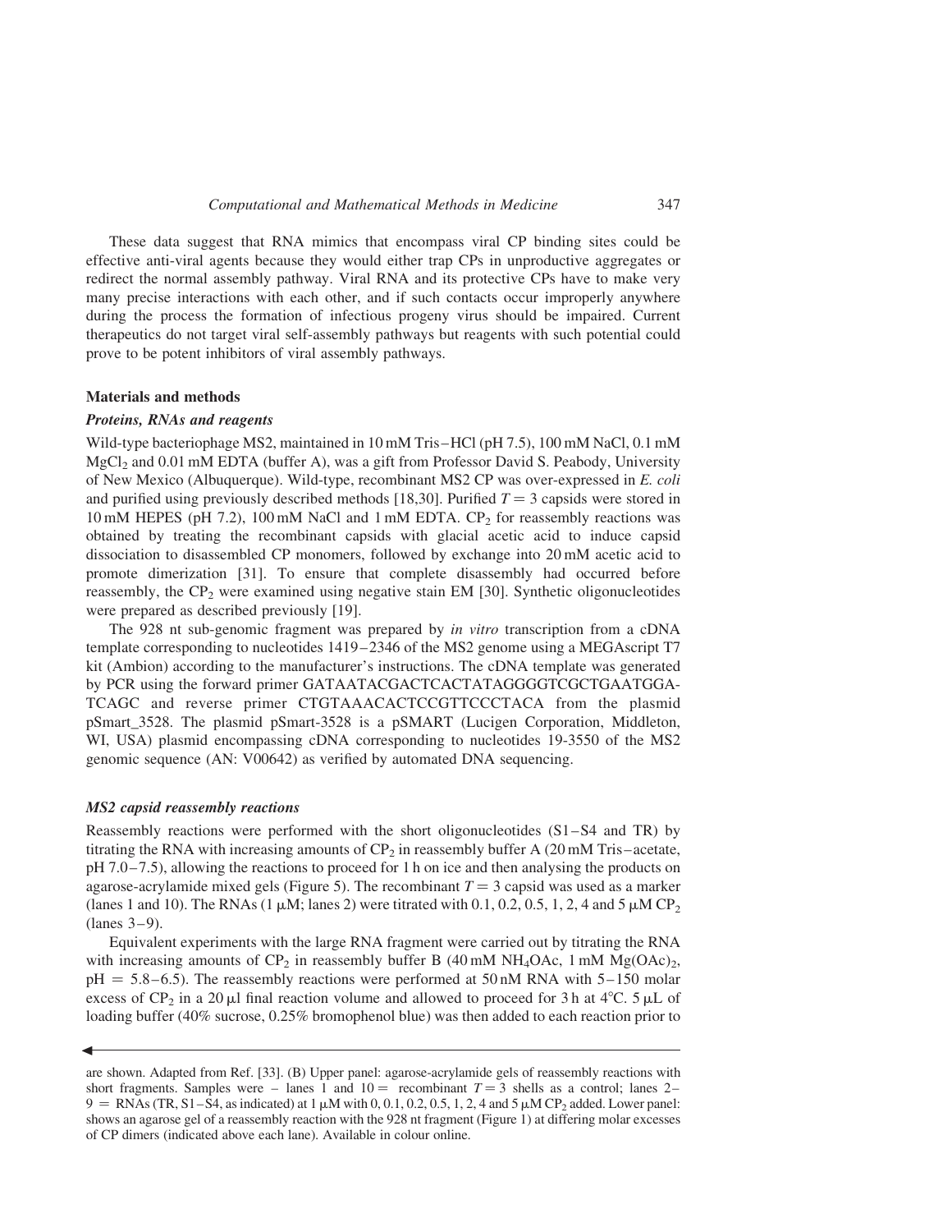These data suggest that RNA mimics that encompass viral CP binding sites could be effective anti-viral agents because they would either trap CPs in unproductive aggregates or redirect the normal assembly pathway. Viral RNA and its protective CPs have to make very many precise interactions with each other, and if such contacts occur improperly anywhere during the process the formation of infectious progeny virus should be impaired. Current therapeutics do not target viral self-assembly pathways but reagents with such potential could prove to be potent inhibitors of viral assembly pathways.

## Materials and methods

### *Proteins, RNAs and reagents*

Wild-type bacteriophage MS2, maintained in 10 mM Tris–HCl (pH 7.5), 100 mM NaCl, 0.1 mM $MgCl_2$ and 0.01 mM EDTA (buffer A), was a gift from Professor David S. Peabody, University of New Mexico (Albuquerque). Wild-type, recombinant MS2 CP was over-expressed in *E. coli* and purified using previously described methods [18,30]. Purified $T = 3$ capsids were stored in 10 mM HEPES (pH 7.2), 100 mM NaCl and 1 mM EDTA. $CP_2$ for reassembly reactions was obtained by treating the recombinant capsids with glacial acetic acid to induce capsid dissociation to disassembled CP monomers, followed by exchange into 20 mM acetic acid to promote dimerization [31]. To ensure that complete disassembly had occurred before reassembly, the $CP_2$ were examined using negative stain EM [30]. Synthetic oligonucleotides were prepared as described previously [19].

The 928 nt sub-genomic fragment was prepared by *in vitro* transcription from a cDNA template corresponding to nucleotides 1419–2346 of the MS2 genome using a MEGAscript T7 kit (Ambion) according to the manufacturer's instructions. The cDNA template was generated by PCR using the forward primer GATAATACGACTCACTATAGGGGTCGCTGAATGGA-TCAGC and reverse primer CTGTAAACACTCCGTTCCCTACA from the plasmid pSmart_3528. The plasmid pSmart-3528 is a pSMART (Lucigen Corporation, Middleton, WI, USA) plasmid encompassing cDNA corresponding to nucleotides 19-3550 of the MS2 genomic sequence (AN: V00642) as verified by automated DNA sequencing.

### *MS2 capsid reassembly reactions*

Reassembly reactions were performed with the short oligonucleotides (S1–S4 and TR) by titrating the RNA with increasing amounts of $CP_2$ in reassembly buffer A (20 mM Tris–acetate, pH 7.0–7.5), allowing the reactions to proceed for 1 h on ice and then analysing the products on agarose-acrylamide mixed gels (Figure 5). The recombinant $T = 3$ capsid was used as a marker (lanes 1 and 10). The RNAs (1 μM; lanes 2) were titrated with 0.1, 0.2, 0.5, 1, 2, 4 and 5 μM $CP_2$ (lanes 3–9).

Equivalent experiments with the large RNA fragment were carried out by titrating the RNA with increasing amounts of $CP_2$ in reassembly buffer B (40 mM $NH_4OAc$, 1 mM $Mg(OAc)_2$, pH = 5.8–6.5). The reassembly reactions were performed at 50 nM RNA with 5–150 molar excess of $CP_2$ in a 20 μl final reaction volume and allowed to proceed for 3 h at 4°C. 5 μL of loading buffer (40% sucrose, 0.25% bromophenol blue) was then added to each reaction prior to

are shown. Adapted from Ref. [33]. (B) Upper panel: agarose-acrylamide gels of reassembly reactions with short fragments. Samples were – lanes 1 and 10 = recombinant $T = 3$ shells as a control; lanes 2–9 = RNAs (TR, S1–S4, as indicated) at 1 μM with 0, 0.1, 0.2, 0.5, 1, 2, 4 and 5 μM $CP_2$ added. Lower panel: shows an agarose gel of a reassembly reaction with the 928 nt fragment (Figure 1) at differing molar excesses of CP dimers (indicated above each lane). Available in colour online.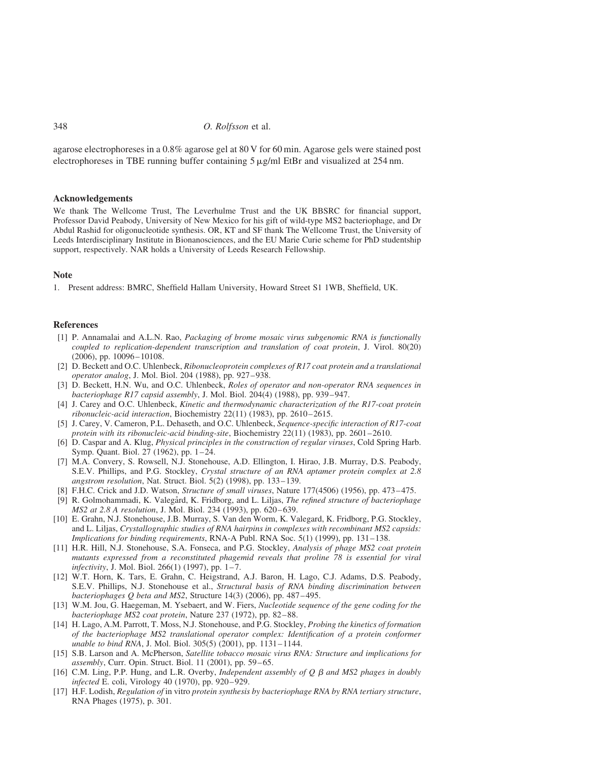agarose electrophoreses in a 0.8% agarose gel at 80 V for 60 min. Agarose gels were stained post electrophoreses in TBE running buffer containing 5 μg/ml EtBr and visualized at 254 nm.

## Acknowledgements

We thank The Wellcome Trust, The Leverhulme Trust and the UK BBSRC for financial support, Professor David Peabody, University of New Mexico for his gift of wild-type MS2 bacteriophage, and Dr Abdul Rashid for oligonucleotide synthesis. OR, KT and SF thank The Wellcome Trust, the University of Leeds Interdisciplinary Institute in Bionanosciences, and the EU Marie Curie scheme for PhD studentship support, respectively. NAR holds a University of Leeds Research Fellowship.

## Note

1. Present address: BMRC, Sheffield Hallam University, Howard Street S1 1WB, Sheffield, UK.

## References

[1] P. Annamalai and A.L.N. Rao, *Packaging of brome mosaic virus subgenomic RNA is functionally coupled to replication-dependent transcription and translation of coat protein*, J. Virol. 80(20) (2006), pp. 10096–10108.

[2] D. Beckett and O.C. Uhlenbeck, *Ribonucleoprotein complexes of R17 coat protein and a translational operator analog*, J. Mol. Biol. 204 (1988), pp. 927–938.

[3] D. Beckett, H.N. Wu, and O.C. Uhlenbeck, *Roles of operator and non-operator RNA sequences in bacteriophage R17 capsid assembly*, J. Mol. Biol. 204(4) (1988), pp. 939–947.

[4] J. Carey and O.C. Uhlenbeck, *Kinetic and thermodynamic characterization of the R17-coat protein ribonucleic-acid interaction*, Biochemistry 22(11) (1983), pp. 2610–2615.

[5] J. Carey, V. Cameron, P.L. Dehaseth, and O.C. Uhlenbeck, *Sequence-specific interaction of R17-coat protein with its ribonucleic-acid binding-site*, Biochemistry 22(11) (1983), pp. 2601–2610.

[6] D. Caspar and A. Klug, *Physical principles in the construction of regular viruses*, Cold Spring Harb. Symp. Quant. Biol. 27 (1962), pp. 1–24.

[7] M.A. Convery, S. Rowsell, N.J. Stonehouse, A.D. Ellington, I. Hirao, J.B. Murray, D.S. Peabody, S.E.V. Phillips, and P.G. Stockley, *Crystal structure of an RNA aptamer protein complex at 2.8 angstrom resolution*, Nat. Struct. Biol. 5(2) (1998), pp. 133–139.

[8] F.H.C. Crick and J.D. Watson, *Structure of small viruses*, Nature 177(4506) (1956), pp. 473–475.

[9] R. Golmohammadi, K. Valegård, K. Fridborg, and L. Liljas, *The refined structure of bacteriophage MS2 at 2.8 A resolution*, J. Mol. Biol. 234 (1993), pp. 620–639.

[10] E. Grahn, N.J. Stonehouse, J.B. Murray, S. Van den Worm, K. Valegard, K. Fridborg, P.G. Stockley, and L. Liljas, *Crystallographic studies of RNA hairpins in complexes with recombinant MS2 capsids: Implications for binding requirements*, RNA-A Publ. RNA Soc. 5(1) (1999), pp. 131–138.

[11] H.R. Hill, N.J. Stonehouse, S.A. Fonseca, and P.G. Stockley, *Analysis of phage MS2 coat protein mutants expressed from a reconstituted phagemid reveals that proline 78 is essential for viral infectivity*, J. Mol. Biol. 266(1) (1997), pp. 1–7.

[12] W.T. Horn, K. Tars, E. Grahn, C. Heigstrand, A.J. Baron, H. Lago, C.J. Adams, D.S. Peabody, S.E.V. Phillips, N.J. Stonehouse et al., *Structural basis of RNA binding discrimination between bacteriophages Q beta and MS2*, Structure 14(3) (2006), pp. 487–495.

[13] W.M. Jou, G. Haegeman, M. Ysebaert, and W. Fiers, *Nucleotide sequence of the gene coding for the bacteriophage MS2 coat protein*, Nature 237 (1972), pp. 82–88.

[14] H. Lago, A.M. Parrott, T. Moss, N.J. Stonehouse, and P.G. Stockley, *Probing the kinetics of formation of the bacteriophage MS2 translational operator complex: Identification of a protein conformer unable to bind RNA*, J. Mol. Biol. 305(5) (2001), pp. 1131–1144.

[15] S.B. Larson and A. McPherson, *Satellite tobacco mosaic virus RNA: Structure and implications for assembly*, Curr. Opin. Struct. Biol. 11 (2001), pp. 59–65.

[16] C.M. Ling, P.P. Hung, and L.R. Overby, *Independent assembly of Q β and MS2 phages in doubly infected* E. coli, Virology 40 (1970), pp. 920–929.

[17] H.F. Lodish, *Regulation of* in vitro *protein synthesis by bacteriophage RNA by RNA tertiary structure*, RNA Phages (1975), p. 301.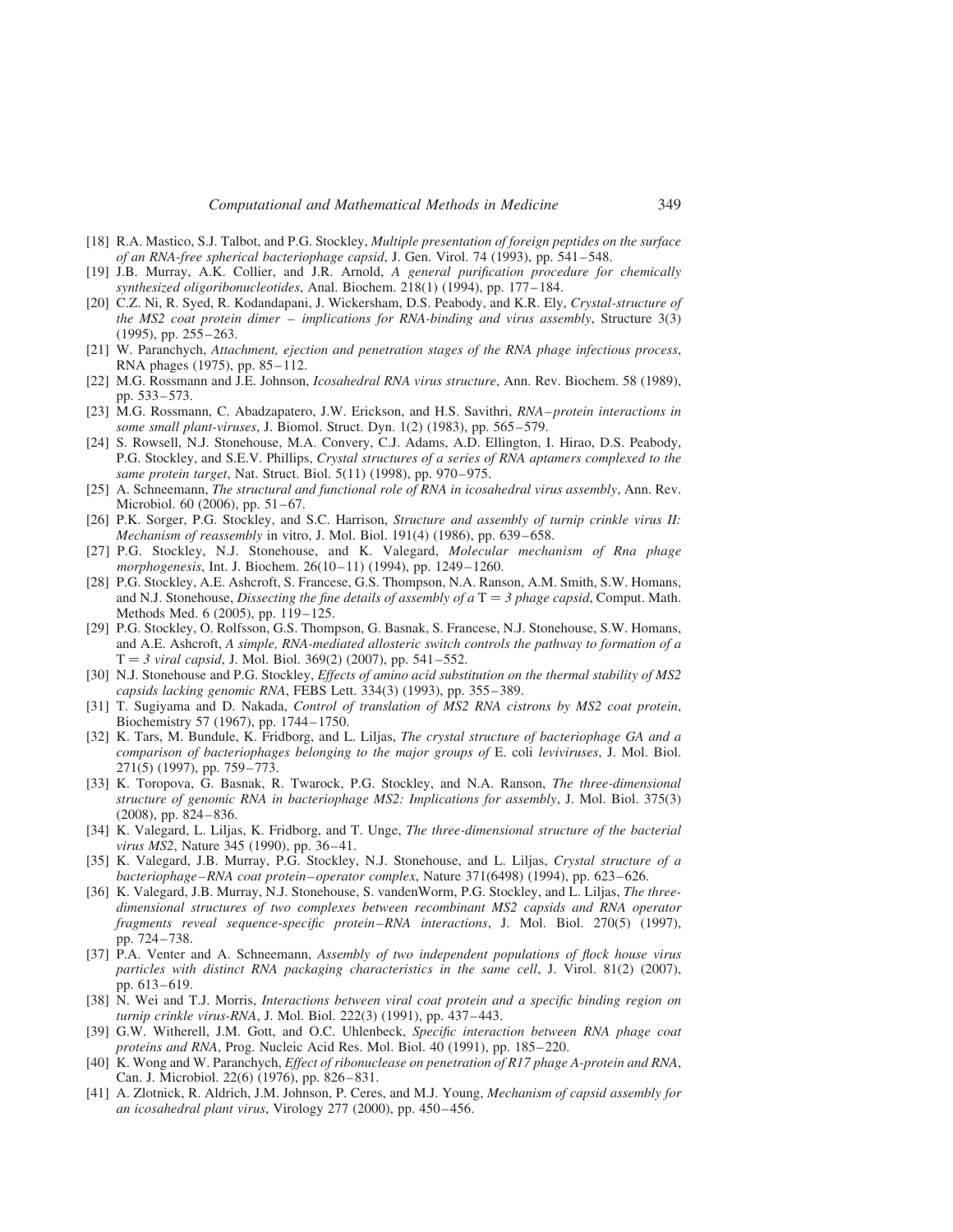[18] R.A. Mastico, S.J. Talbot, and P.G. Stockley, *Multiple presentation of foreign peptides on the surface of an RNA-free spherical bacteriophage capsid*, J. Gen. Virol. 74 (1993), pp. 541–548.

[19] J.B. Murray, A.K. Collier, and J.R. Arnold, *A general purification procedure for chemically synthesized oligoribonucleotides*, Anal. Biochem. 218(1) (1994), pp. 177–184.

[20] C.Z. Ni, R. Syed, R. Kodandapani, J. Wickersham, D.S. Peabody, and K.R. Ely, *Crystal-structure of the MS2 coat protein dimer – implications for RNA-binding and virus assembly*, Structure 3(3) (1995), pp. 255–263.

[21] W. Paranchych, *Attachment, ejection and penetration stages of the RNA phage infectious process*, RNA phages (1975), pp. 85–112.

[22] M.G. Rossmann and J.E. Johnson, *Icosahedral RNA virus structure*, Ann. Rev. Biochem. 58 (1989), pp. 533–573.

[23] M.G. Rossmann, C. Abadzapatero, J.W. Erickson, and H.S. Savithri, *RNA–protein interactions in some small plant-viruses*, J. Biomol. Struct. Dyn. 1(2) (1983), pp. 565–579.

[24] S. Rowsell, N.J. Stonehouse, M.A. Convery, C.J. Adams, A.D. Ellington, I. Hirao, D.S. Peabody, P.G. Stockley, and S.E.V. Phillips, *Crystal structures of a series of RNA aptamers complexed to the same protein target*, Nat. Struct. Biol. 5(11) (1998), pp. 970–975.

[25] A. Schneemann, *The structural and functional role of RNA in icosahedral virus assembly*, Ann. Rev. Microbiol. 60 (2006), pp. 51–67.

[26] P.K. Sorger, P.G. Stockley, and S.C. Harrison, *Structure and assembly of turnip crinkle virus II: Mechanism of reassembly* in vitro, J. Mol. Biol. 191(4) (1986), pp. 639–658.

[27] P.G. Stockley, N.J. Stonehouse, and K. Valegard, *Molecular mechanism of Rna phage morphogenesis*, Int. J. Biochem. 26(10–11) (1994), pp. 1249–1260.

[28] P.G. Stockley, A.E. Ashcroft, S. Francese, G.S. Thompson, N.A. Ranson, A.M. Smith, S.W. Homans, and N.J. Stonehouse, *Dissecting the fine details of assembly of a* T = *3 phage capsid*, Comput. Math. Methods Med. 6 (2005), pp. 119–125.

[29] P.G. Stockley, O. Rolfsson, G.S. Thompson, G. Basnak, S. Francese, N.J. Stonehouse, S.W. Homans, and A.E. Ashcroft, *A simple, RNA-mediated allosteric switch controls the pathway to formation of a* T = *3 viral capsid*, J. Mol. Biol. 369(2) (2007), pp. 541–552.

[30] N.J. Stonehouse and P.G. Stockley, *Effects of amino acid substitution on the thermal stability of MS2 capsids lacking genomic RNA*, FEBS Lett. 334(3) (1993), pp. 355–389.

[31] T. Sugiyama and D. Nakada, *Control of translation of MS2 RNA cistrons by MS2 coat protein*, Biochemistry 57 (1967), pp. 1744–1750.

[32] K. Tars, M. Bundule, K. Fridborg, and L. Liljas, *The crystal structure of bacteriophage GA and a comparison of bacteriophages belonging to the major groups of* E. coli *leviviruses*, J. Mol. Biol. 271(5) (1997), pp. 759–773.

[33] K. Toropova, G. Basnak, R. Twarock, P.G. Stockley, and N.A. Ranson, *The three-dimensional structure of genomic RNA in bacteriophage MS2: Implications for assembly*, J. Mol. Biol. 375(3) (2008), pp. 824–836.

[34] K. Valegard, L. Liljas, K. Fridborg, and T. Unge, *The three-dimensional structure of the bacterial virus MS2*, Nature 345 (1990), pp. 36–41.

[35] K. Valegard, J.B. Murray, P.G. Stockley, N.J. Stonehouse, and L. Liljas, *Crystal structure of a bacteriophage–RNA coat protein–operator complex*, Nature 371(6498) (1994), pp. 623–626.

[36] K. Valegard, J.B. Murray, N.J. Stonehouse, S. vandenWorm, P.G. Stockley, and L. Liljas, *The three-dimensional structures of two complexes between recombinant MS2 capsids and RNA operator fragments reveal sequence-specific protein–RNA interactions*, J. Mol. Biol. 270(5) (1997), pp. 724–738.

[37] P.A. Venter and A. Schneemann, *Assembly of two independent populations of flock house virus particles with distinct RNA packaging characteristics in the same cell*, J. Virol. 81(2) (2007), pp. 613–619.

[38] N. Wei and T.J. Morris, *Interactions between viral coat protein and a specific binding region on turnip crinkle virus-RNA*, J. Mol. Biol. 222(3) (1991), pp. 437–443.

[39] G.W. Witherell, J.M. Gott, and O.C. Uhlenbeck, *Specific interaction between RNA phage coat proteins and RNA*, Prog. Nucleic Acid Res. Mol. Biol. 40 (1991), pp. 185–220.

[40] K. Wong and W. Paranchych, *Effect of ribonuclease on penetration of R17 phage A-protein and RNA*, Can. J. Microbiol. 22(6) (1976), pp. 826–831.

[41] A. Zlotnick, R. Aldrich, J.M. Johnson, P. Ceres, and M.J. Young, *Mechanism of capsid assembly for an icosahedral plant virus*, Virology 277 (2000), pp. 450–456.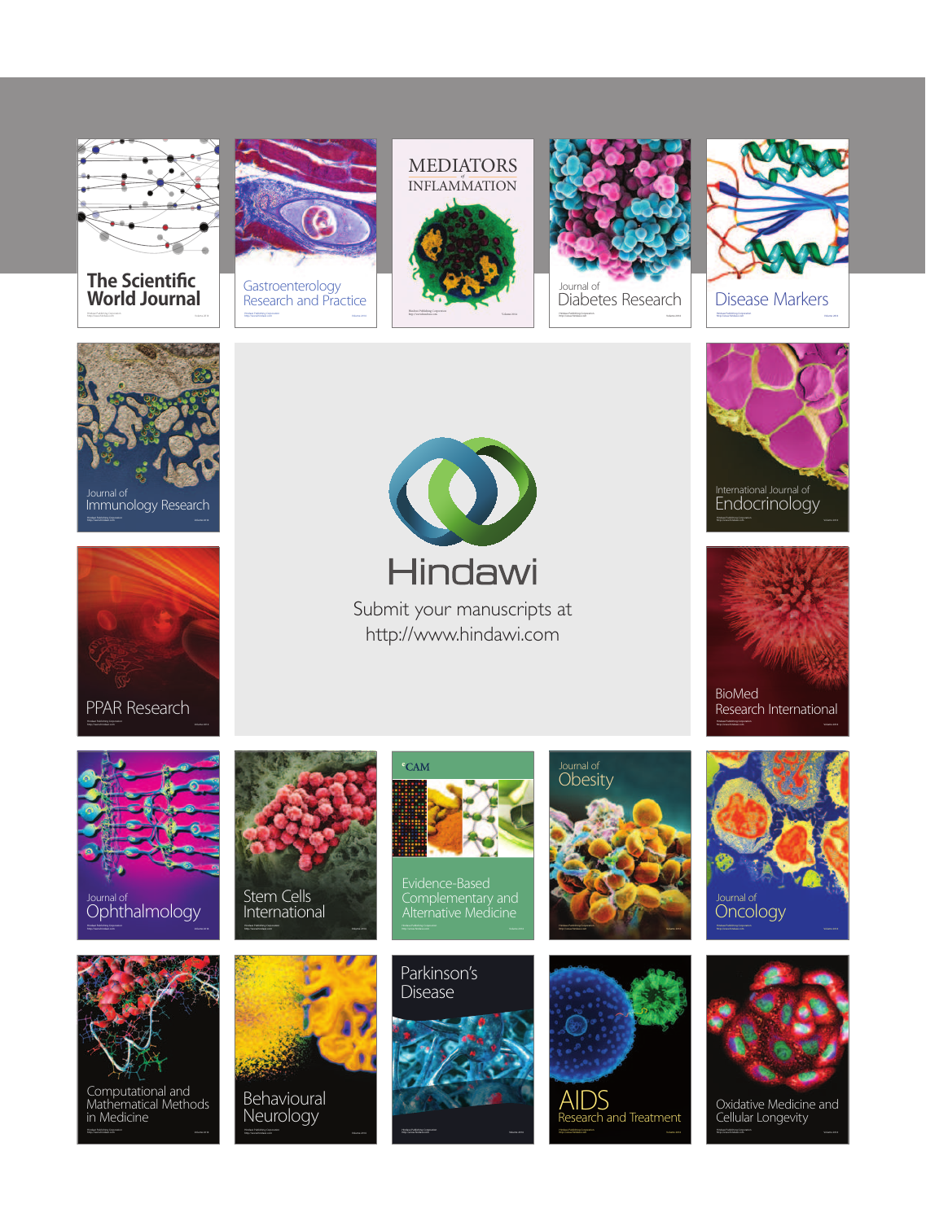The Scientific World Journal

Gastroenterology Research and Practice

MEDIATORS of INFLAMMATION

Journal of Diabetes Research

Disease Markers

Journal of Immunology Research

International Journal of Endocrinology

PPAR Research

Hindawi

Submit your manuscripts at
http://www.hindawi.com

BioMed Research International

Journal of Ophthalmology

Stem Cells International

eCAM Evidence-Based Complementary and Alternative Medicine

Journal of Obesity

Journal of Oncology

Computational and Mathematical Methods in Medicine

Behavioural Neurology

Parkinson's Disease

AIDS Research and Treatment

Oxidative Medicine and Cellular Longevity